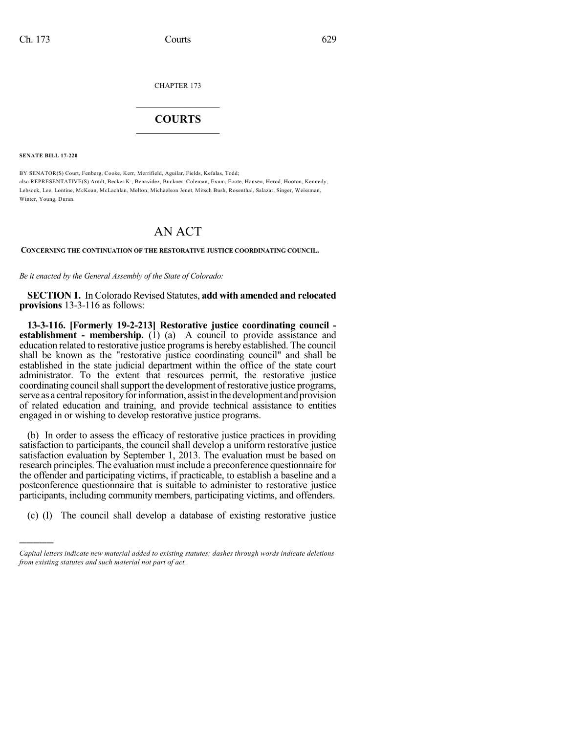CHAPTER 173

## COURTS

**SENATE BILL 17-220**

BY SENATOR(S) Court, Fenberg, Cooke, Kerr, Merrifield, Aguilar, Fields, Kefalas, Todd;
also REPRESENTATIVE(S) Arndt, Becker K., Benavidez, Buckner, Coleman, Exum, Foote, Hansen, Herod, Hooton, Kennedy, Lebsock, Lee, Lontine, McKean, McLachlan, Melton, Michaelson Jenet, Mitsch Bush, Rosenthal, Salazar, Singer, Weissman, Winter, Young, Duran.

# AN ACT

**CONCERNING THE CONTINUATION OF THE RESTORATIVE JUSTICE COORDINATING COUNCIL.**

*Be it enacted by the General Assembly of the State of Colorado:*

**SECTION 1.** In Colorado Revised Statutes, **add with amended and relocated provisions** 13-3-116 as follows:

**13-3-116. [Formerly 19-2-213] Restorative justice coordinating council - establishment - membership.** (1) (a) A council to provide assistance and education related to restorative justice programs is hereby established. The council shall be known as the "restorative justice coordinating council" and shall be established in the state judicial department within the office of the state court administrator. To the extent that resources permit, the restorative justice coordinating council shall support the development of restorative justice programs, serve as a central repository for information, assist in the development and provision of related education and training, and provide technical assistance to entities engaged in or wishing to develop restorative justice programs.

(b) In order to assess the efficacy of restorative justice practices in providing satisfaction to participants, the council shall develop a uniform restorative justice satisfaction evaluation by September 1, 2013. The evaluation must be based on research principles. The evaluation must include a preconference questionnaire for the offender and participating victims, if practicable, to establish a baseline and a postconference questionnaire that is suitable to administer to restorative justice participants, including community members, participating victims, and offenders.

(c) (I) The council shall develop a database of existing restorative justice

---

*Capital letters indicate new material added to existing statutes; dashes through words indicate deletions from existing statutes and such material not part of act.*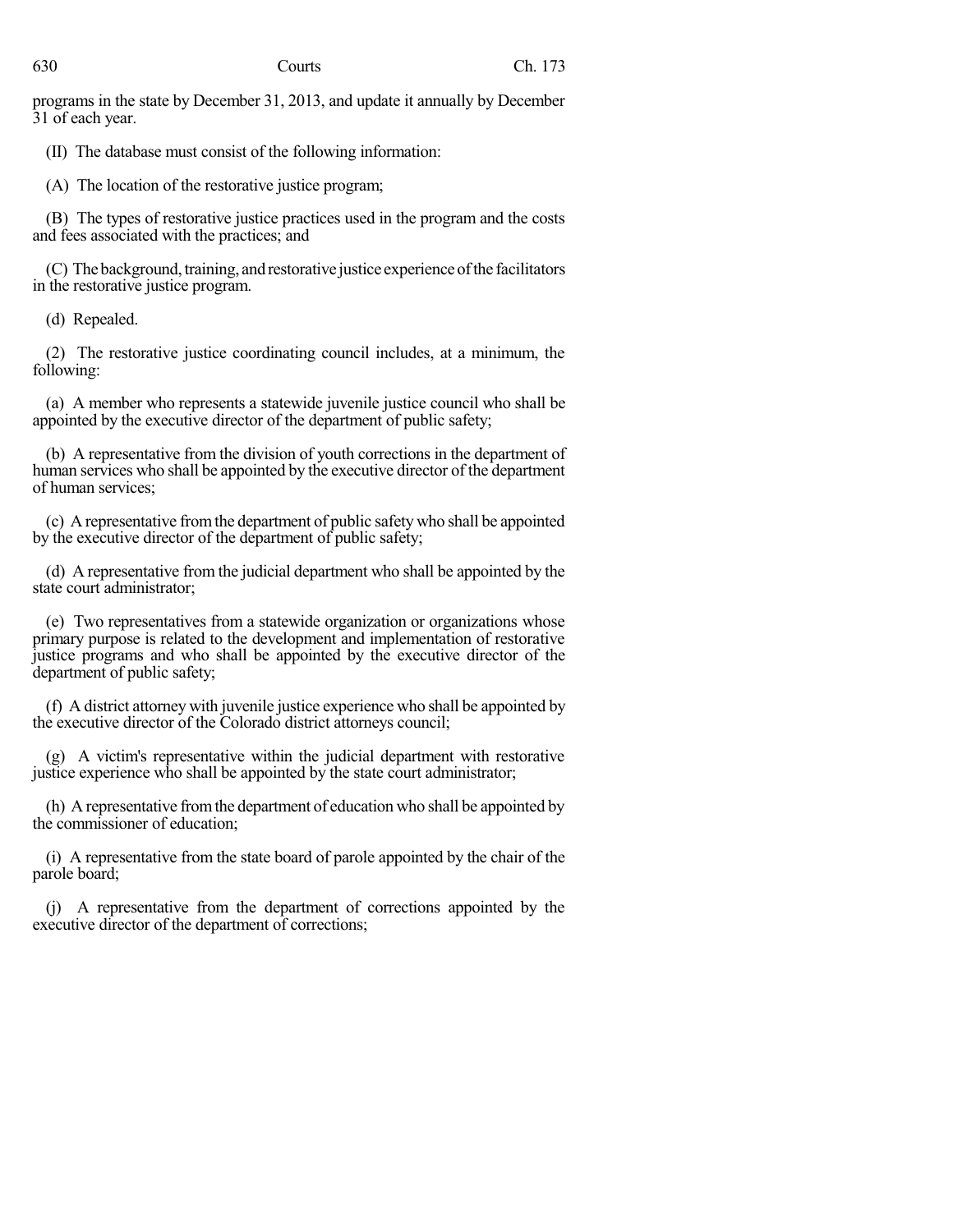programs in the state by December 31, 2013, and update it annually by December 31 of each year.

(II) The database must consist of the following information:

(A) The location of the restorative justice program;

(B) The types of restorative justice practices used in the program and the costs and fees associated with the practices; and

(C) The background, training, and restorative justice experience of the facilitators in the restorative justice program.

(d) Repealed.

(2) The restorative justice coordinating council includes, at a minimum, the following:

(a) A member who represents a statewide juvenile justice council who shall be appointed by the executive director of the department of public safety;

(b) A representative from the division of youth corrections in the department of human services who shall be appointed by the executive director of the department of human services;

(c) A representative from the department of public safety who shall be appointed by the executive director of the department of public safety;

(d) A representative from the judicial department who shall be appointed by the state court administrator;

(e) Two representatives from a statewide organization or organizations whose primary purpose is related to the development and implementation of restorative justice programs and who shall be appointed by the executive director of the department of public safety;

(f) A district attorney with juvenile justice experience who shall be appointed by the executive director of the Colorado district attorneys council;

(g) A victim's representative within the judicial department with restorative justice experience who shall be appointed by the state court administrator;

(h) A representative from the department of education who shall be appointed by the commissioner of education;

(i) A representative from the state board of parole appointed by the chair of the parole board;

(j) A representative from the department of corrections appointed by the executive director of the department of corrections;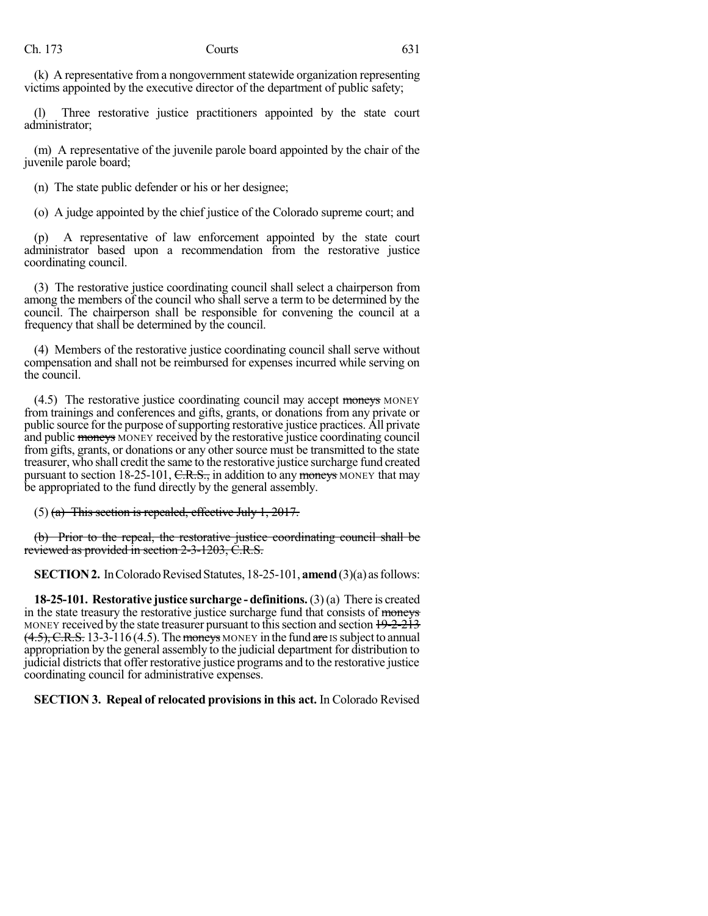(k) A representative from a nongovernment statewide organization representing victims appointed by the executive director of the department of public safety;

(l) Three restorative justice practitioners appointed by the state court administrator;

(m) A representative of the juvenile parole board appointed by the chair of the juvenile parole board;

(n) The state public defender or his or her designee;

(o) A judge appointed by the chief justice of the Colorado supreme court; and

(p) A representative of law enforcement appointed by the state court administrator based upon a recommendation from the restorative justice coordinating council.

(3) The restorative justice coordinating council shall select a chairperson from among the members of the council who shall serve a term to be determined by the council. The chairperson shall be responsible for convening the council at a frequency that shall be determined by the council.

(4) Members of the restorative justice coordinating council shall serve without compensation and shall not be reimbursed for expenses incurred while serving on the council.

(4.5) The restorative justice coordinating council may accept ~~moneys~~ MONEY from trainings and conferences and gifts, grants, or donations from any private or public source for the purpose of supporting restorative justice practices. All private and public ~~moneys~~ MONEY received by the restorative justice coordinating council from gifts, grants, or donations or any other source must be transmitted to the state treasurer, who shall credit the same to the restorative justice surcharge fund created pursuant to section 18-25-101, ~~C.R.S.,~~ in addition to any ~~moneys~~ MONEY that may be appropriated to the fund directly by the general assembly.

(5) ~~(a) This section is repealed, effective July 1, 2017.~~

~~(b) Prior to the repeal, the restorative justice coordinating council shall be reviewed as provided in section 2-3-1203, C.R.S.~~

**SECTION 2.** In Colorado Revised Statutes, 18-25-101, **amend** (3)(a) as follows:

**18-25-101. Restorative justice surcharge - definitions.** (3) (a) There is created in the state treasury the restorative justice surcharge fund that consists of ~~moneys~~ MONEY received by the state treasurer pursuant to this section and section ~~19-2-213 (4.5), C.R.S.~~ 13-3-116 (4.5). The ~~moneys~~ MONEY in the fund ~~are~~ IS subject to annual appropriation by the general assembly to the judicial department for distribution to judicial districts that offer restorative justice programs and to the restorative justice coordinating council for administrative expenses.

**SECTION 3. Repeal of relocated provisions in this act.** In Colorado Revised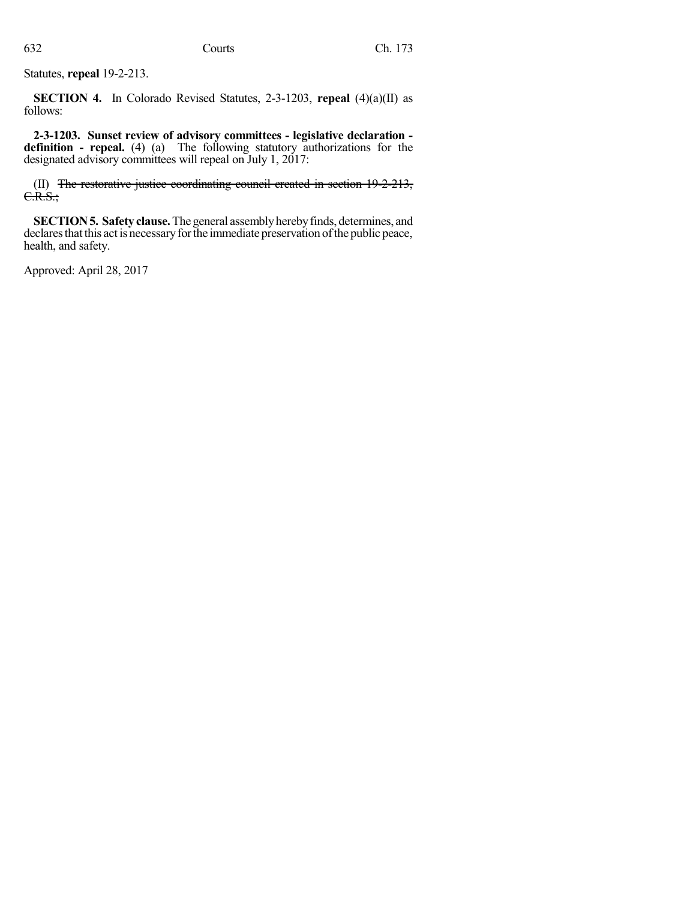Statutes, **repeal** 19-2-213.

**SECTION 4.** In Colorado Revised Statutes, 2-3-1203, **repeal** (4)(a)(II) as follows:

**2-3-1203. Sunset review of advisory committees - legislative declaration - definition - repeal.** (4) (a) The following statutory authorizations for the designated advisory committees will repeal on July 1, 2017:

(II) ~~The restorative justice coordinating council created in section 19-2-213, C.R.S.;~~

**SECTION 5. Safety clause.** The general assembly hereby finds, determines, and declares that this act is necessary for the immediate preservation of the public peace, health, and safety.

Approved: April 28, 2017